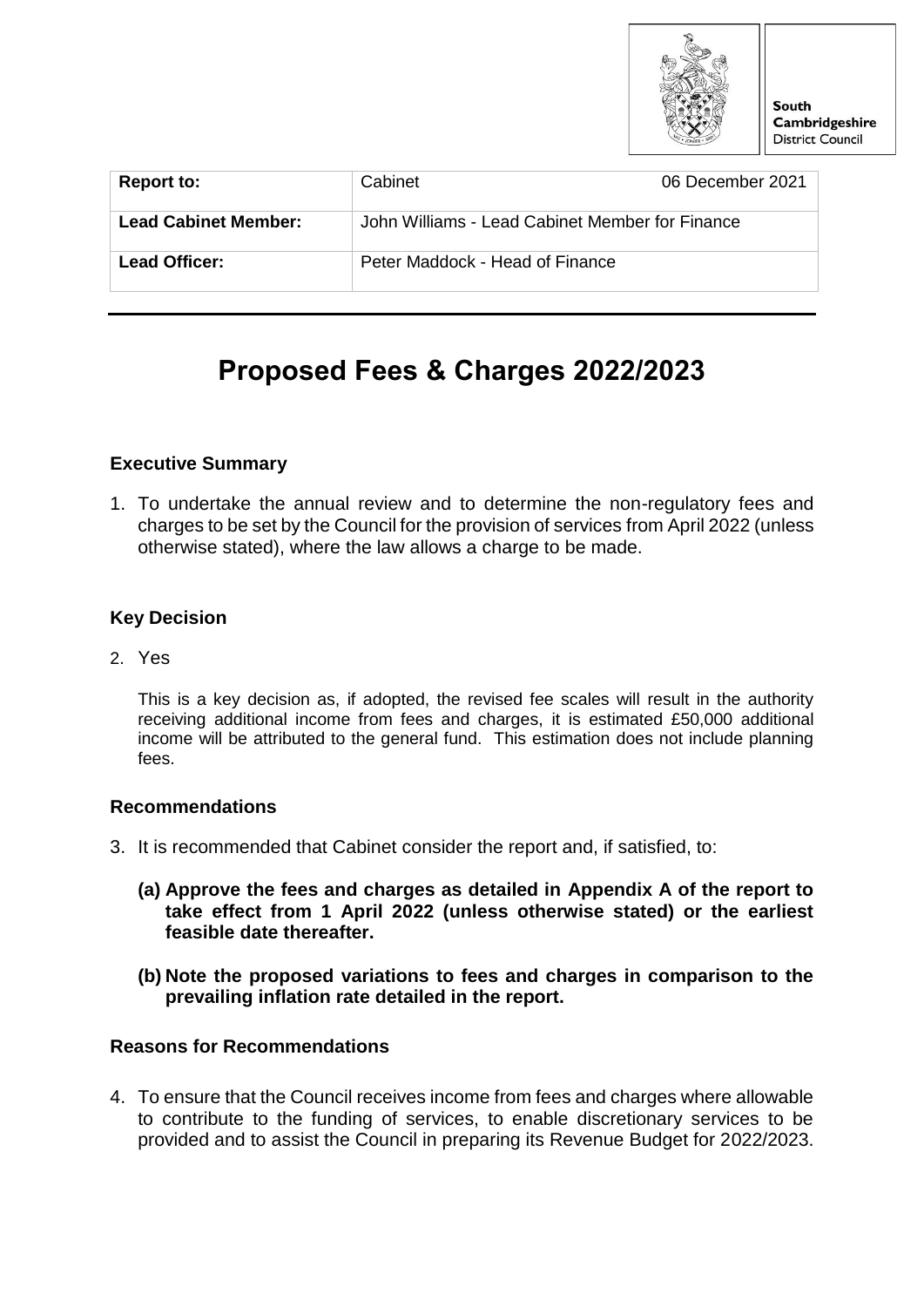South Cambridgeshire District Council

| **Report to:** | Cabinet | 06 December 2021 |
|---|---|---|
| **Lead Cabinet Member:** | John Williams - Lead Cabinet Member for Finance | |
| **Lead Officer:** | Peter Maddock - Head of Finance | |

# Proposed Fees & Charges 2022/2023

### Executive Summary

1. To undertake the annual review and to determine the non-regulatory fees and charges to be set by the Council for the provision of services from April 2022 (unless otherwise stated), where the law allows a charge to be made.

### Key Decision

2. Yes

   This is a key decision as, if adopted, the revised fee scales will result in the authority receiving additional income from fees and charges, it is estimated £50,000 additional income will be attributed to the general fund. This estimation does not include planning fees.

### Recommendations

3. It is recommended that Cabinet consider the report and, if satisfied, to:

   **(a) Approve the fees and charges as detailed in Appendix A of the report to take effect from 1 April 2022 (unless otherwise stated) or the earliest feasible date thereafter.**

   **(b) Note the proposed variations to fees and charges in comparison to the prevailing inflation rate detailed in the report.**

### Reasons for Recommendations

4. To ensure that the Council receives income from fees and charges where allowable to contribute to the funding of services, to enable discretionary services to be provided and to assist the Council in preparing its Revenue Budget for 2022/2023.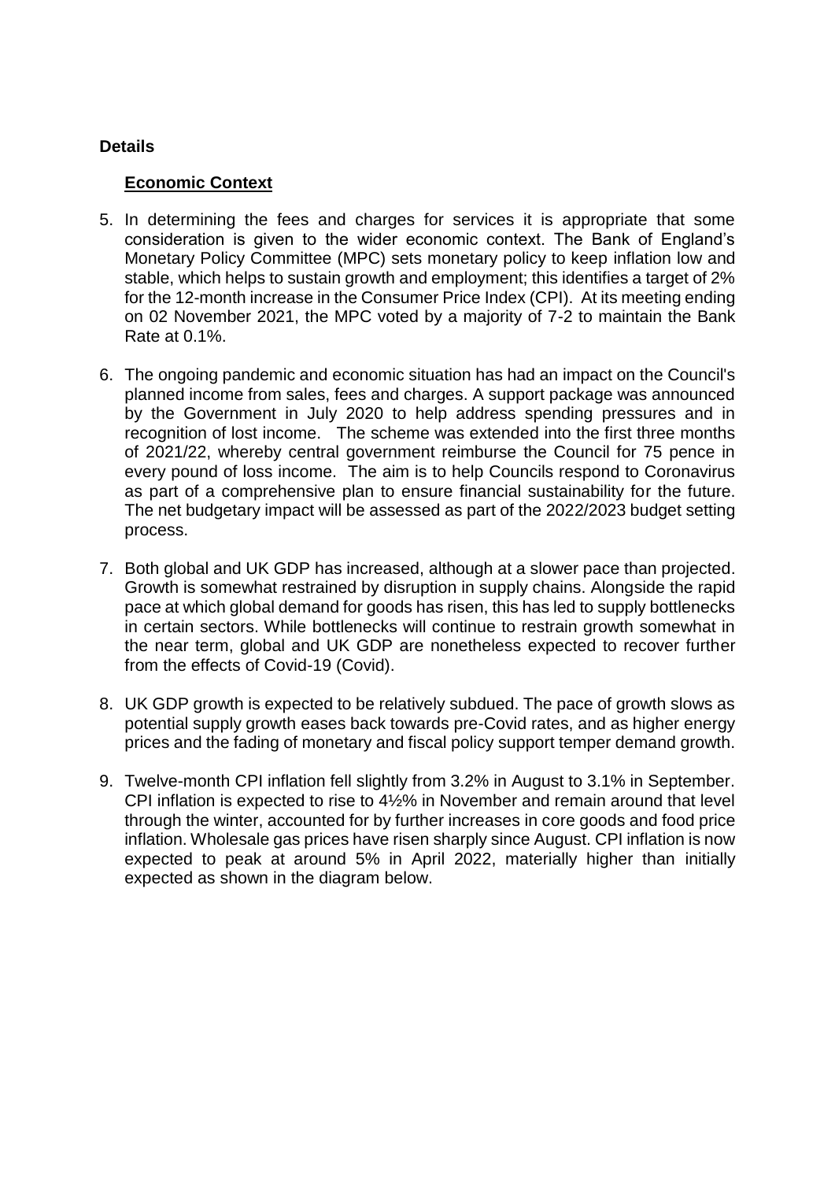**Details**

## Economic Context

5. In determining the fees and charges for services it is appropriate that some consideration is given to the wider economic context. The Bank of England's Monetary Policy Committee (MPC) sets monetary policy to keep inflation low and stable, which helps to sustain growth and employment; this identifies a target of 2% for the 12-month increase in the Consumer Price Index (CPI). At its meeting ending on 02 November 2021, the MPC voted by a majority of 7-2 to maintain the Bank Rate at 0.1%.

6. The ongoing pandemic and economic situation has had an impact on the Council's planned income from sales, fees and charges. A support package was announced by the Government in July 2020 to help address spending pressures and in recognition of lost income. The scheme was extended into the first three months of 2021/22, whereby central government reimburse the Council for 75 pence in every pound of loss income. The aim is to help Councils respond to Coronavirus as part of a comprehensive plan to ensure financial sustainability for the future. The net budgetary impact will be assessed as part of the 2022/2023 budget setting process.

7. Both global and UK GDP has increased, although at a slower pace than projected. Growth is somewhat restrained by disruption in supply chains. Alongside the rapid pace at which global demand for goods has risen, this has led to supply bottlenecks in certain sectors. While bottlenecks will continue to restrain growth somewhat in the near term, global and UK GDP are nonetheless expected to recover further from the effects of Covid-19 (Covid).

8. UK GDP growth is expected to be relatively subdued. The pace of growth slows as potential supply growth eases back towards pre-Covid rates, and as higher energy prices and the fading of monetary and fiscal policy support temper demand growth.

9. Twelve-month CPI inflation fell slightly from 3.2% in August to 3.1% in September. CPI inflation is expected to rise to 4½% in November and remain around that level through the winter, accounted for by further increases in core goods and food price inflation. Wholesale gas prices have risen sharply since August. CPI inflation is now expected to peak at around 5% in April 2022, materially higher than initially expected as shown in the diagram below.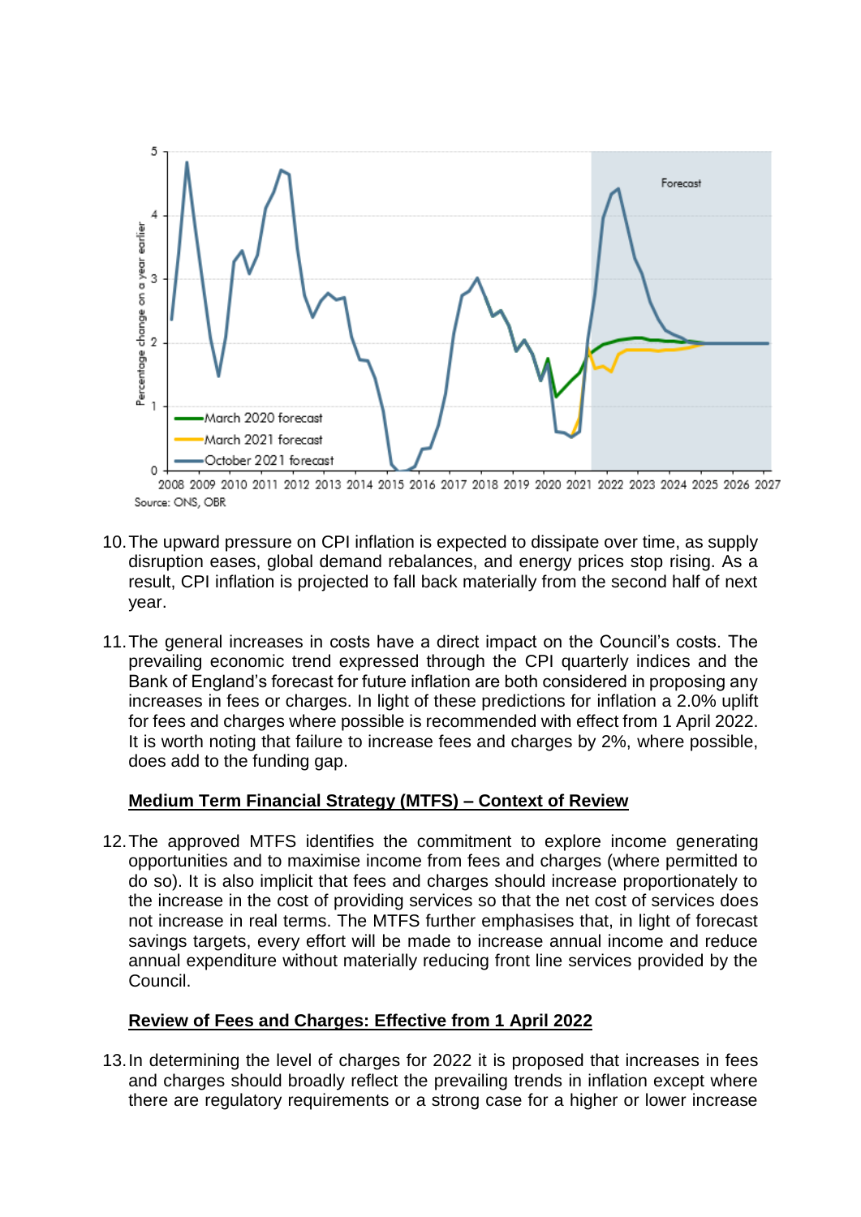Source: ONS, OBR

10. The upward pressure on CPI inflation is expected to dissipate over time, as supply disruption eases, global demand rebalances, and energy prices stop rising. As a result, CPI inflation is projected to fall back materially from the second half of next year.

11. The general increases in costs have a direct impact on the Council's costs. The prevailing economic trend expressed through the CPI quarterly indices and the Bank of England's forecast for future inflation are both considered in proposing any increases in fees or charges. In light of these predictions for inflation a 2.0% uplift for fees and charges where possible is recommended with effect from 1 April 2022. It is worth noting that failure to increase fees and charges by 2%, where possible, does add to the funding gap.

**Medium Term Financial Strategy (MTFS) – Context of Review**

12. The approved MTFS identifies the commitment to explore income generating opportunities and to maximise income from fees and charges (where permitted to do so). It is also implicit that fees and charges should increase proportionately to the increase in the cost of providing services so that the net cost of services does not increase in real terms. The MTFS further emphasises that, in light of forecast savings targets, every effort will be made to increase annual income and reduce annual expenditure without materially reducing front line services provided by the Council.

**Review of Fees and Charges: Effective from 1 April 2022**

13. In determining the level of charges for 2022 it is proposed that increases in fees and charges should broadly reflect the prevailing trends in inflation except where there are regulatory requirements or a strong case for a higher or lower increase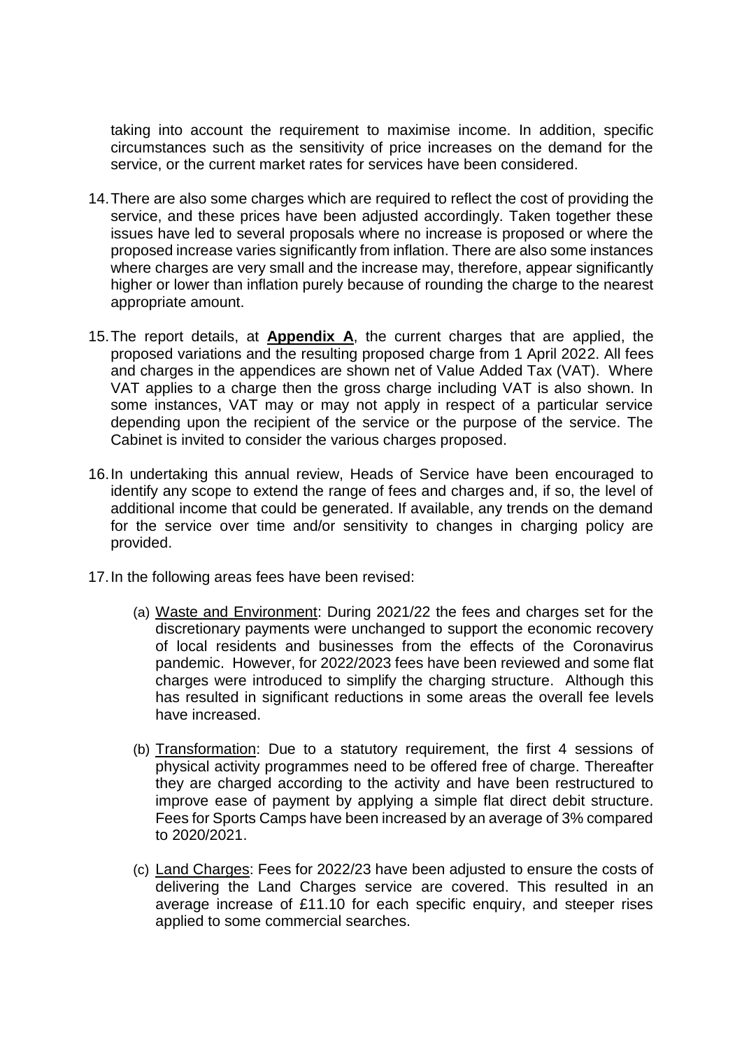taking into account the requirement to maximise income. In addition, specific circumstances such as the sensitivity of price increases on the demand for the service, or the current market rates for services have been considered.

14. There are also some charges which are required to reflect the cost of providing the service, and these prices have been adjusted accordingly. Taken together these issues have led to several proposals where no increase is proposed or where the proposed increase varies significantly from inflation. There are also some instances where charges are very small and the increase may, therefore, appear significantly higher or lower than inflation purely because of rounding the charge to the nearest appropriate amount.

15. The report details, at **Appendix A**, the current charges that are applied, the proposed variations and the resulting proposed charge from 1 April 2022. All fees and charges in the appendices are shown net of Value Added Tax (VAT). Where VAT applies to a charge then the gross charge including VAT is also shown. In some instances, VAT may or may not apply in respect of a particular service depending upon the recipient of the service or the purpose of the service. The Cabinet is invited to consider the various charges proposed.

16. In undertaking this annual review, Heads of Service have been encouraged to identify any scope to extend the range of fees and charges and, if so, the level of additional income that could be generated. If available, any trends on the demand for the service over time and/or sensitivity to changes in charging policy are provided.

17. In the following areas fees have been revised:

    (a) Waste and Environment: During 2021/22 the fees and charges set for the discretionary payments were unchanged to support the economic recovery of local residents and businesses from the effects of the Coronavirus pandemic. However, for 2022/2023 fees have been reviewed and some flat charges were introduced to simplify the charging structure. Although this has resulted in significant reductions in some areas the overall fee levels have increased.

    (b) Transformation: Due to a statutory requirement, the first 4 sessions of physical activity programmes need to be offered free of charge. Thereafter they are charged according to the activity and have been restructured to improve ease of payment by applying a simple flat direct debit structure. Fees for Sports Camps have been increased by an average of 3% compared to 2020/2021.

    (c) Land Charges: Fees for 2022/23 have been adjusted to ensure the costs of delivering the Land Charges service are covered. This resulted in an average increase of £11.10 for each specific enquiry, and steeper rises applied to some commercial searches.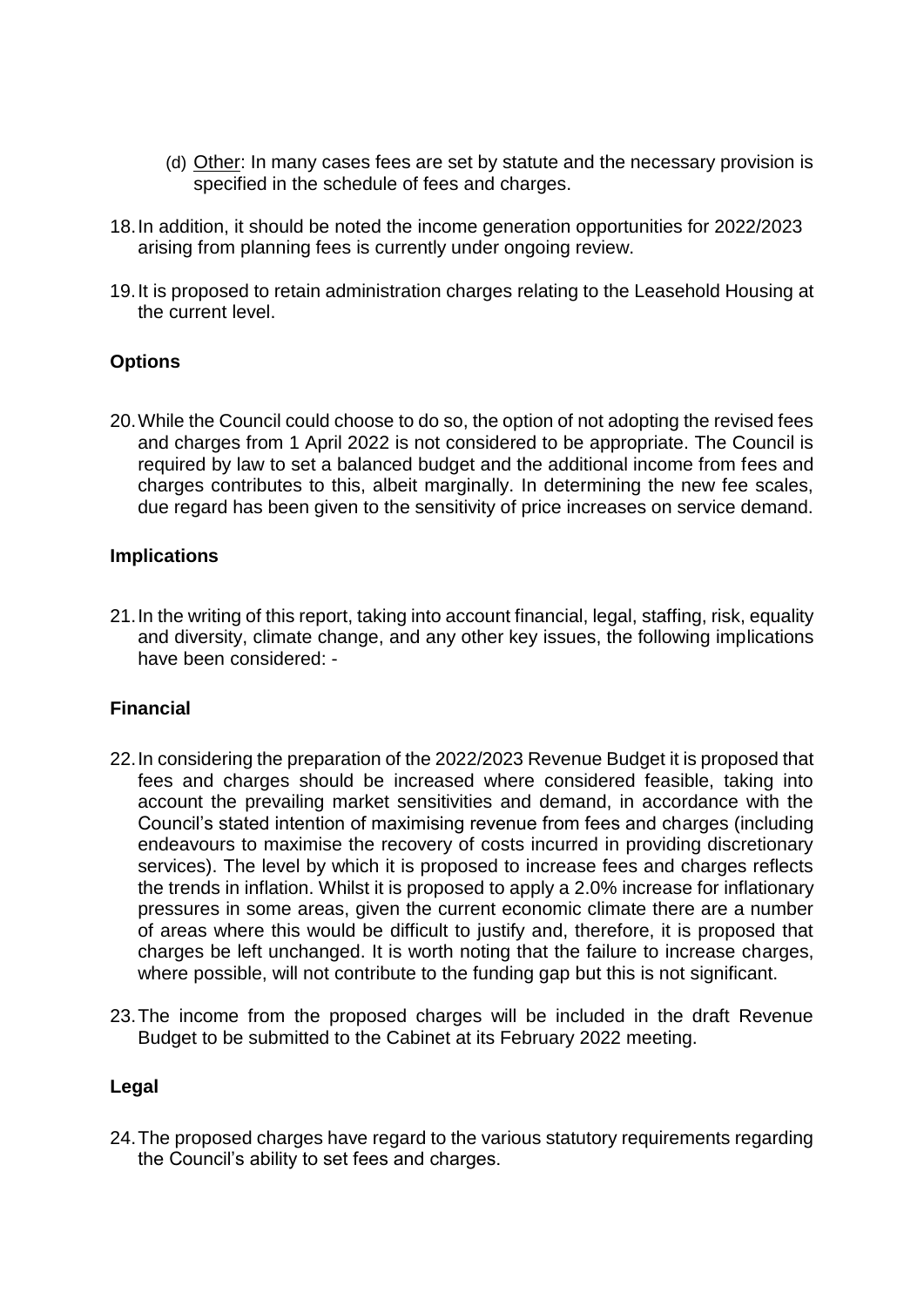(d) <u>Other</u>: In many cases fees are set by statute and the necessary provision is specified in the schedule of fees and charges.

18. In addition, it should be noted the income generation opportunities for 2022/2023 arising from planning fees is currently under ongoing review.

19. It is proposed to retain administration charges relating to the Leasehold Housing at the current level.

**Options**

20. While the Council could choose to do so, the option of not adopting the revised fees and charges from 1 April 2022 is not considered to be appropriate. The Council is required by law to set a balanced budget and the additional income from fees and charges contributes to this, albeit marginally. In determining the new fee scales, due regard has been given to the sensitivity of price increases on service demand.

**Implications**

21. In the writing of this report, taking into account financial, legal, staffing, risk, equality and diversity, climate change, and any other key issues, the following implications have been considered: -

**Financial**

22. In considering the preparation of the 2022/2023 Revenue Budget it is proposed that fees and charges should be increased where considered feasible, taking into account the prevailing market sensitivities and demand, in accordance with the Council's stated intention of maximising revenue from fees and charges (including endeavours to maximise the recovery of costs incurred in providing discretionary services). The level by which it is proposed to increase fees and charges reflects the trends in inflation. Whilst it is proposed to apply a 2.0% increase for inflationary pressures in some areas, given the current economic climate there are a number of areas where this would be difficult to justify and, therefore, it is proposed that charges be left unchanged. It is worth noting that the failure to increase charges, where possible, will not contribute to the funding gap but this is not significant.

23. The income from the proposed charges will be included in the draft Revenue Budget to be submitted to the Cabinet at its February 2022 meeting.

**Legal**

24. The proposed charges have regard to the various statutory requirements regarding the Council's ability to set fees and charges.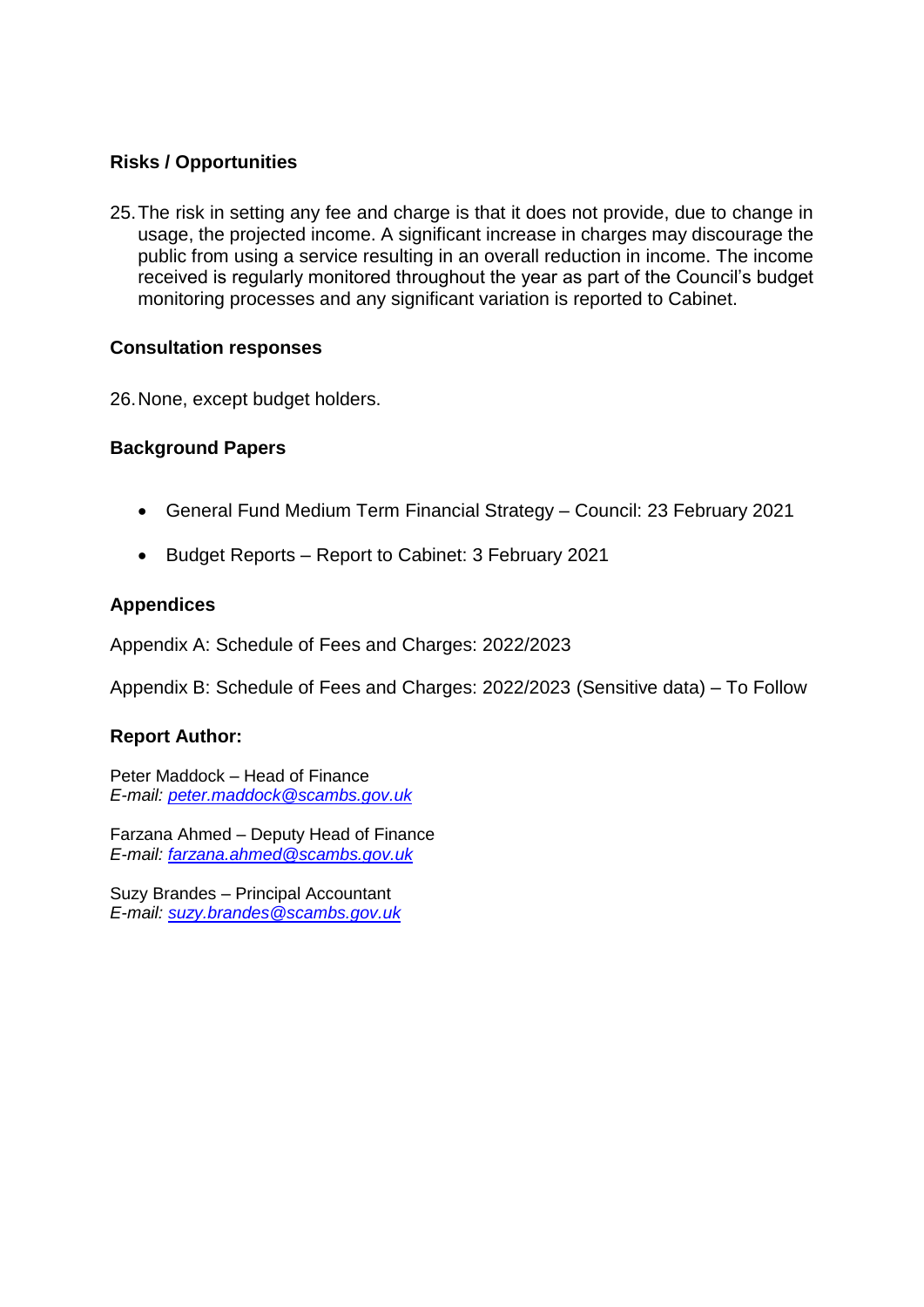## Risks / Opportunities

25. The risk in setting any fee and charge is that it does not provide, due to change in usage, the projected income. A significant increase in charges may discourage the public from using a service resulting in an overall reduction in income. The income received is regularly monitored throughout the year as part of the Council's budget monitoring processes and any significant variation is reported to Cabinet.

## Consultation responses

26. None, except budget holders.

## Background Papers

- General Fund Medium Term Financial Strategy – Council: 23 February 2021
- Budget Reports – Report to Cabinet: 3 February 2021

## Appendices

Appendix A: Schedule of Fees and Charges: 2022/2023

Appendix B: Schedule of Fees and Charges: 2022/2023 (Sensitive data) – To Follow

## Report Author:

Peter Maddock – Head of Finance
*E-mail: peter.maddock@scambs.gov.uk*

Farzana Ahmed – Deputy Head of Finance
*E-mail: farzana.ahmed@scambs.gov.uk*

Suzy Brandes – Principal Accountant
*E-mail: suzy.brandes@scambs.gov.uk*